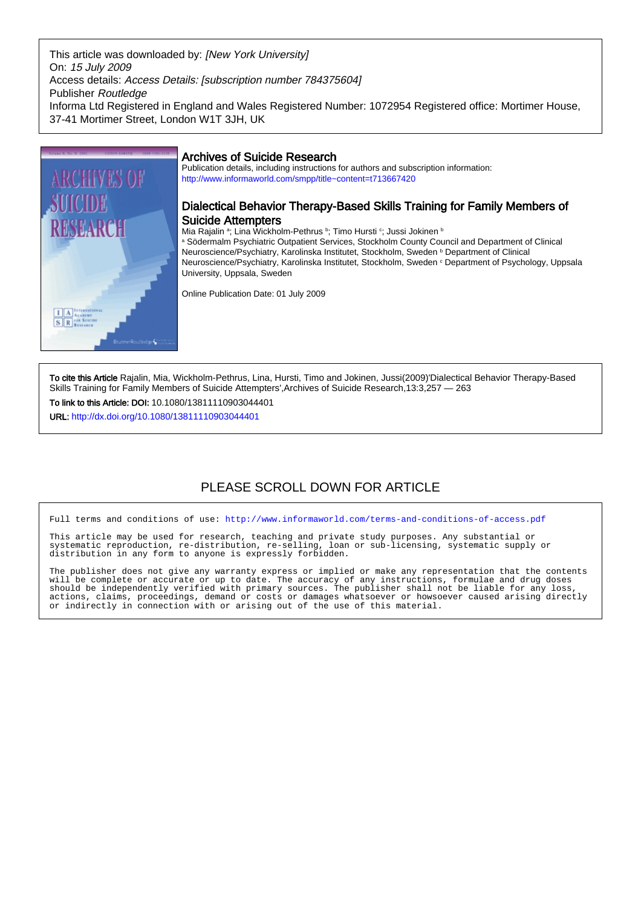This article was downloaded by: *[New York University]*
On: *15 July 2009*
Access details: *Access Details: [subscription number 784375604]*
Publisher *Routledge*
Informa Ltd Registered in England and Wales Registered Number: 1072954 Registered office: Mortimer House, 37-41 Mortimer Street, London W1T 3JH, UK

## Archives of Suicide Research

Publication details, including instructions for authors and subscription information:
http://www.informaworld.com/smpp/title~content=t713667420

# Dialectical Behavior Therapy-Based Skills Training for Family Members of Suicide Attempters

Mia Rajalin [a]; Lina Wickholm-Pethrus [b]; Timo Hursti [c]; Jussi Jokinen [b]

[a] Södermalm Psychiatric Outpatient Services, Stockholm County Council and Department of Clinical Neuroscience/Psychiatry, Karolinska Institutet, Stockholm, Sweden [b] Department of Clinical Neuroscience/Psychiatry, Karolinska Institutet, Stockholm, Sweden [c] Department of Psychology, Uppsala University, Uppsala, Sweden

Online Publication Date: 01 July 2009

**To cite this Article** Rajalin, Mia, Wickholm-Pethrus, Lina, Hursti, Timo and Jokinen, Jussi(2009)'Dialectical Behavior Therapy-Based Skills Training for Family Members of Suicide Attempters',Archives of Suicide Research,13:3,257 — 263

**To link to this Article: DOI:** 10.1080/13811110903044401

**URL:** http://dx.doi.org/10.1080/13811110903044401

PLEASE SCROLL DOWN FOR ARTICLE

Full terms and conditions of use: http://www.informaworld.com/terms-and-conditions-of-access.pdf

This article may be used for research, teaching and private study purposes. Any substantial or systematic reproduction, re-distribution, re-selling, loan or sub-licensing, systematic supply or distribution in any form to anyone is expressly forbidden.

The publisher does not give any warranty express or implied or make any representation that the contents will be complete or accurate or up to date. The accuracy of any instructions, formulae and drug doses should be independently verified with primary sources. The publisher shall not be liable for any loss, actions, claims, proceedings, demand or costs or damages whatsoever or howsoever caused arising directly or indirectly in connection with or arising out of the use of this material.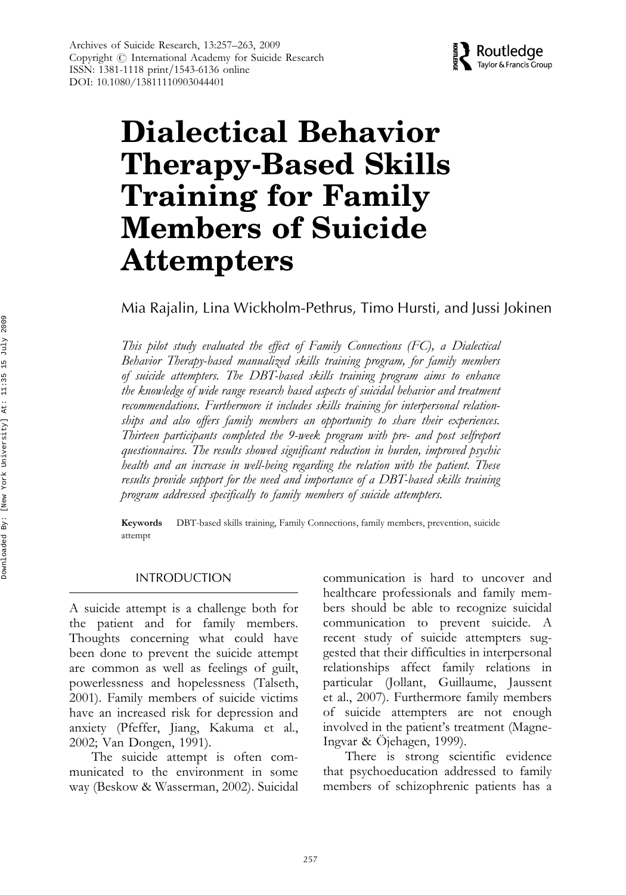# Dialectical Behavior Therapy-Based Skills Training for Family Members of Suicide Attempters

Mia Rajalin, Lina Wickholm-Pethrus, Timo Hursti, and Jussi Jokinen

*This pilot study evaluated the effect of Family Connections (FC), a Dialectical Behavior Therapy-based manualized skills training program, for family members of suicide attempters. The DBT-based skills training program aims to enhance the knowledge of wide range research based aspects of suicidal behavior and treatment recommendations. Furthermore it includes skills training for interpersonal relationships and also offers family members an opportunity to share their experiences. Thirteen participants completed the 9-week program with pre- and post selfreport questionnaires. The results showed significant reduction in burden, improved psychic health and an increase in well-being regarding the relation with the patient. These results provide support for the need and importance of a DBT-based skills training program addressed specifically to family members of suicide attempters.*

**Keywords** DBT-based skills training, Family Connections, family members, prevention, suicide attempt

## INTRODUCTION

A suicide attempt is a challenge both for the patient and for family members. Thoughts concerning what could have been done to prevent the suicide attempt are common as well as feelings of guilt, powerlessness and hopelessness (Talseth, 2001). Family members of suicide victims have an increased risk for depression and anxiety (Pfeffer, Jiang, Kakuma et al., 2002; Van Dongen, 1991).

The suicide attempt is often communicated to the environment in some way (Beskow & Wasserman, 2002). Suicidal communication is hard to uncover and healthcare professionals and family members should be able to recognize suicidal communication to prevent suicide. A recent study of suicide attempters suggested that their difficulties in interpersonal relationships affect family relations in particular (Jollant, Guillaume, Jaussent et al., 2007). Furthermore family members of suicide attempters are not enough involved in the patient's treatment (Magne-Ingvar & Öjehagen, 1999).

There is strong scientific evidence that psychoeducation addressed to family members of schizophrenic patients has a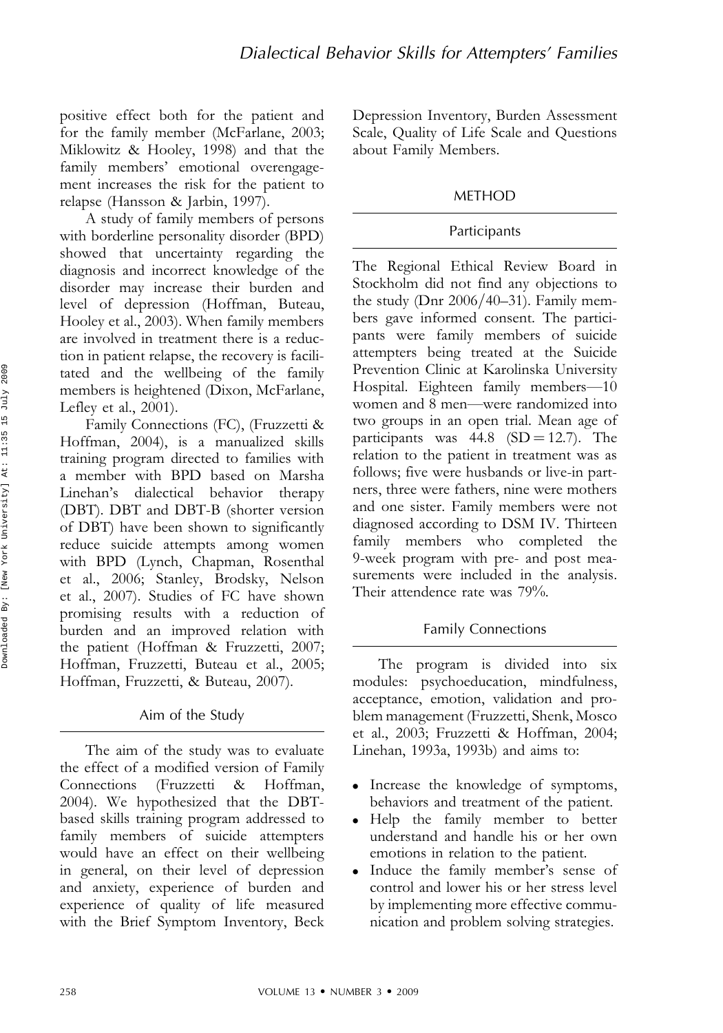positive effect both for the patient and for the family member (McFarlane, 2003; Miklowitz & Hooley, 1998) and that the family members' emotional overengagement increases the risk for the patient to relapse (Hansson & Jarbin, 1997).

A study of family members of persons with borderline personality disorder (BPD) showed that uncertainty regarding the diagnosis and incorrect knowledge of the disorder may increase their burden and level of depression (Hoffman, Buteau, Hooley et al., 2003). When family members are involved in treatment there is a reduction in patient relapse, the recovery is facilitated and the wellbeing of the family members is heightened (Dixon, McFarlane, Lefley et al., 2001).

Family Connections (FC), (Fruzzetti & Hoffman, 2004), is a manualized skills training program directed to families with a member with BPD based on Marsha Linehan's dialectical behavior therapy (DBT). DBT and DBT-B (shorter version of DBT) have been shown to significantly reduce suicide attempts among women with BPD (Lynch, Chapman, Rosenthal et al., 2006; Stanley, Brodsky, Nelson et al., 2007). Studies of FC have shown promising results with a reduction of burden and an improved relation with the patient (Hoffman & Fruzzetti, 2007; Hoffman, Fruzzetti, Buteau et al., 2005; Hoffman, Fruzzetti, & Buteau, 2007).

## Aim of the Study

The aim of the study was to evaluate the effect of a modified version of Family Connections (Fruzzetti & Hoffman, 2004). We hypothesized that the DBT-based skills training program addressed to family members of suicide attempters would have an effect on their wellbeing in general, on their level of depression and anxiety, experience of burden and experience of quality of life measured with the Brief Symptom Inventory, Beck Depression Inventory, Burden Assessment Scale, Quality of Life Scale and Questions about Family Members.

# METHOD

## Participants

The Regional Ethical Review Board in Stockholm did not find any objections to the study (Dnr 2006/40–31). Family members gave informed consent. The participants were family members of suicide attempters being treated at the Suicide Prevention Clinic at Karolinska University Hospital. Eighteen family members—10 women and 8 men—were randomized into two groups in an open trial. Mean age of participants was 44.8 (SD = 12.7). The relation to the patient in treatment was as follows; five were husbands or live-in partners, three were fathers, nine were mothers and one sister. Family members were not diagnosed according to DSM IV. Thirteen family members who completed the 9-week program with pre- and post measurements were included in the analysis. Their attendence rate was 79%.

## Family Connections

The program is divided into six modules: psychoeducation, mindfulness, acceptance, emotion, validation and problem management (Fruzzetti, Shenk, Mosco et al., 2003; Fruzzetti & Hoffman, 2004; Linehan, 1993a, 1993b) and aims to:

- Increase the knowledge of symptoms, behaviors and treatment of the patient.
- Help the family member to better understand and handle his or her own emotions in relation to the patient.
- Induce the family member's sense of control and lower his or her stress level by implementing more effective communication and problem solving strategies.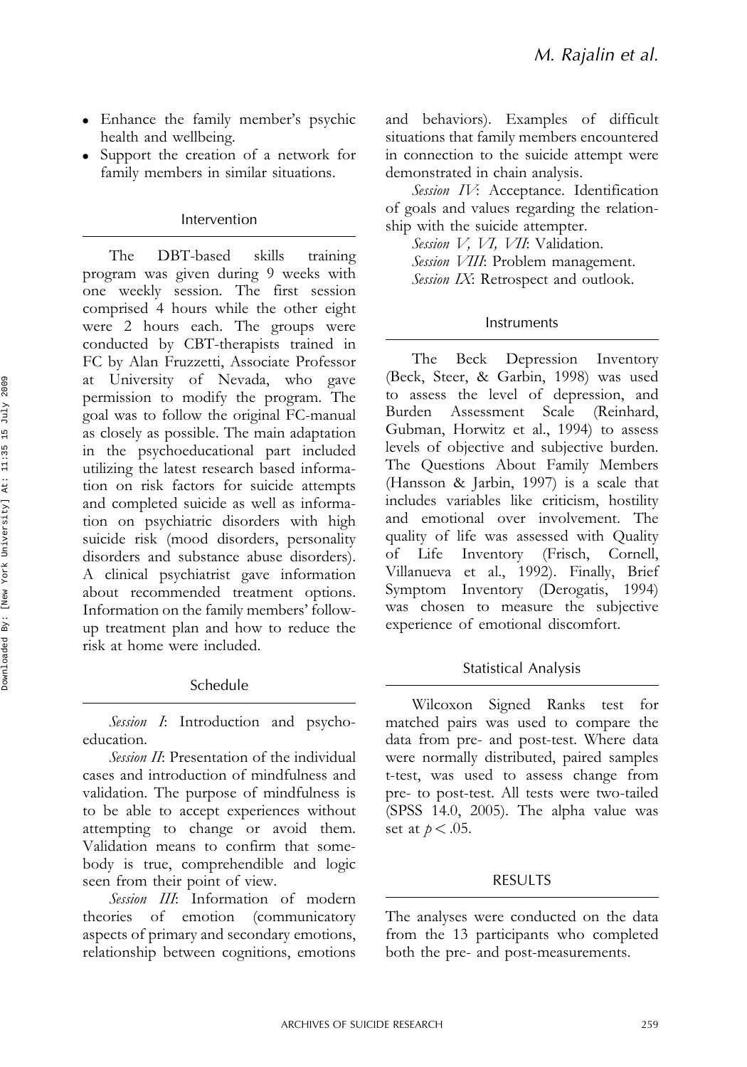- Enhance the family member's psychic health and wellbeing.
- Support the creation of a network for family members in similar situations.

## Intervention

The DBT-based skills training program was given during 9 weeks with one weekly session. The first session comprised 4 hours while the other eight were 2 hours each. The groups were conducted by CBT-therapists trained in FC by Alan Fruzzetti, Associate Professor at University of Nevada, who gave permission to modify the program. The goal was to follow the original FC-manual as closely as possible. The main adaptation in the psychoeducational part included utilizing the latest research based information on risk factors for suicide attempts and completed suicide as well as information on psychiatric disorders with high suicide risk (mood disorders, personality disorders and substance abuse disorders). A clinical psychiatrist gave information about recommended treatment options. Information on the family members' follow-up treatment plan and how to reduce the risk at home were included.

## Schedule

*Session I*: Introduction and psychoeducation.

*Session II*: Presentation of the individual cases and introduction of mindfulness and validation. The purpose of mindfulness is to be able to accept experiences without attempting to change or avoid them. Validation means to confirm that somebody is true, comprehendible and logic seen from their point of view.

*Session III*: Information of modern theories of emotion (communicatory aspects of primary and secondary emotions, relationship between cognitions, emotions and behaviors). Examples of difficult situations that family members encountered in connection to the suicide attempt were demonstrated in chain analysis.

*Session IV*: Acceptance. Identification of goals and values regarding the relationship with the suicide attempter.

*Session V, VI, VII*: Validation.

*Session VIII*: Problem management.

*Session IX*: Retrospect and outlook.

## Instruments

The Beck Depression Inventory (Beck, Steer, & Garbin, 1998) was used to assess the level of depression, and Burden Assessment Scale (Reinhard, Gubman, Horwitz et al., 1994) to assess levels of objective and subjective burden. The Questions About Family Members (Hansson & Jarbin, 1997) is a scale that includes variables like criticism, hostility and emotional over involvement. The quality of life was assessed with Quality of Life Inventory (Frisch, Cornell, Villanueva et al., 1992). Finally, Brief Symptom Inventory (Derogatis, 1994) was chosen to measure the subjective experience of emotional discomfort.

## Statistical Analysis

Wilcoxon Signed Ranks test for matched pairs was used to compare the data from pre- and post-test. Where data were normally distributed, paired samples t-test, was used to assess change from pre- to post-test. All tests were two-tailed (SPSS 14.0, 2005). The alpha value was set at $p < .05$.

# RESULTS

The analyses were conducted on the data from the 13 participants who completed both the pre- and post-measurements.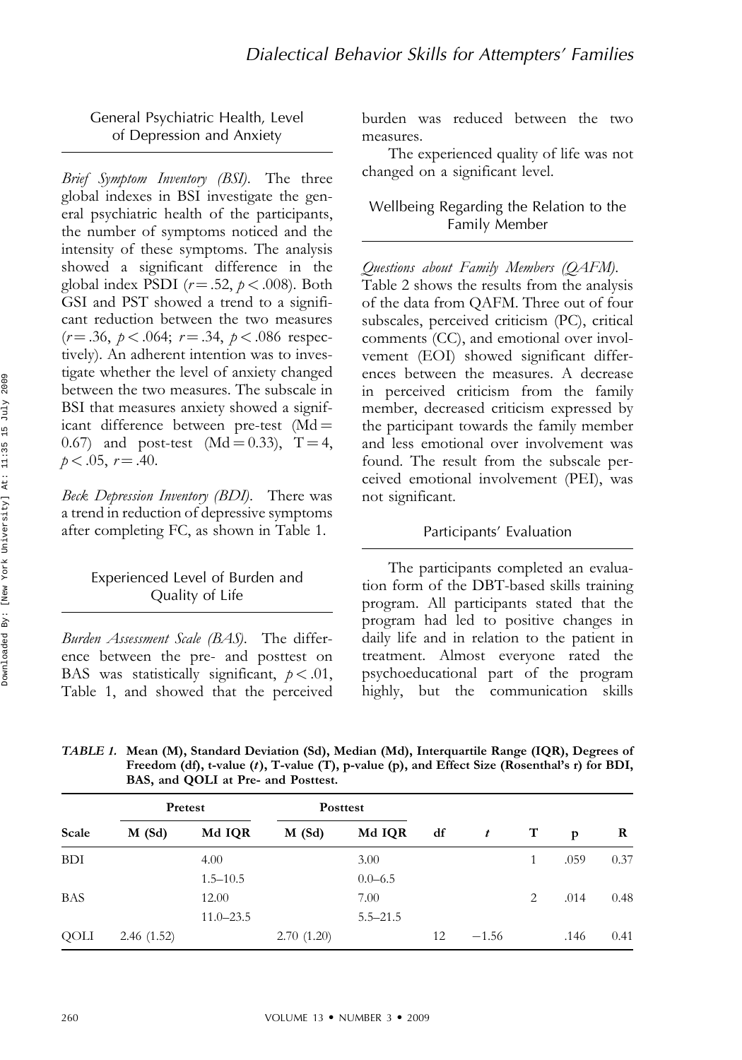## General Psychiatric Health, Level of Depression and Anxiety

*Brief Symptom Inventory (BSI).* The three global indexes in BSI investigate the general psychiatric health of the participants, the number of symptoms noticed and the intensity of these symptoms. The analysis showed a significant difference in the global index PSDI ($r = .52$, $p < .008$). Both GSI and PST showed a trend to a significant reduction between the two measures ($r = .36$, $p < .064$; $r = .34$, $p < .086$ respectively). An adherent intention was to investigate whether the level of anxiety changed between the two measures. The subscale in BSI that measures anxiety showed a significant difference between pre-test (Md = 0.67) and post-test (Md = 0.33), $T = 4$, $p < .05$, $r = .40$.

*Beck Depression Inventory (BDI).* There was a trend in reduction of depressive symptoms after completing FC, as shown in Table 1.

## Experienced Level of Burden and Quality of Life

*Burden Assessment Scale (BAS).* The difference between the pre- and posttest on BAS was statistically significant, $p < .01$, Table 1, and showed that the perceived burden was reduced between the two measures.

The experienced quality of life was not changed on a significant level.

## Wellbeing Regarding the Relation to the Family Member

*Questions about Family Members (QAFM).* Table 2 shows the results from the analysis of the data from QAFM. Three out of four subscales, perceived criticism (PC), critical comments (CC), and emotional over involvement (EOI) showed significant differences between the measures. A decrease in perceived criticism from the family member, decreased criticism expressed by the participant towards the family member and less emotional over involvement was found. The result from the subscale perceived emotional involvement (PEI), was not significant.

## Participants' Evaluation

The participants completed an evaluation form of the DBT-based skills training program. All participants stated that the program had led to positive changes in daily life and in relation to the patient in treatment. Almost everyone rated the psychoeducational part of the program highly, but the communication skills

*TABLE 1.* **Mean (M), Standard Deviation (Sd), Median (Md), Interquartile Range (IQR), Degrees of Freedom (df), t-value (*t*), T-value (T), p-value (p), and Effect Size (Rosenthal's r) for BDI, BAS, and QOLI at Pre- and Posttest.**

| | Pretest | | Posttest | | | | | | |
|---|---|---|---|---|---|---|---|---|---|
| **Scale** | **M (Sd)** | **Md IQR** | **M (Sd)** | **Md IQR** | **df** | ***t*** | **T** | **p** | **R** |
| BDI | | 4.00<br>1.5–10.5 | | 3.00<br>0.0–6.5 | | | 1 | .059 | 0.37 |
| BAS | | 12.00<br>11.0–23.5 | | 7.00<br>5.5–21.5 | | | 2 | .014 | 0.48 |
| QOLI | 2.46 (1.52) | | 2.70 (1.20) | | 12 | −1.56 | | .146 | 0.41 |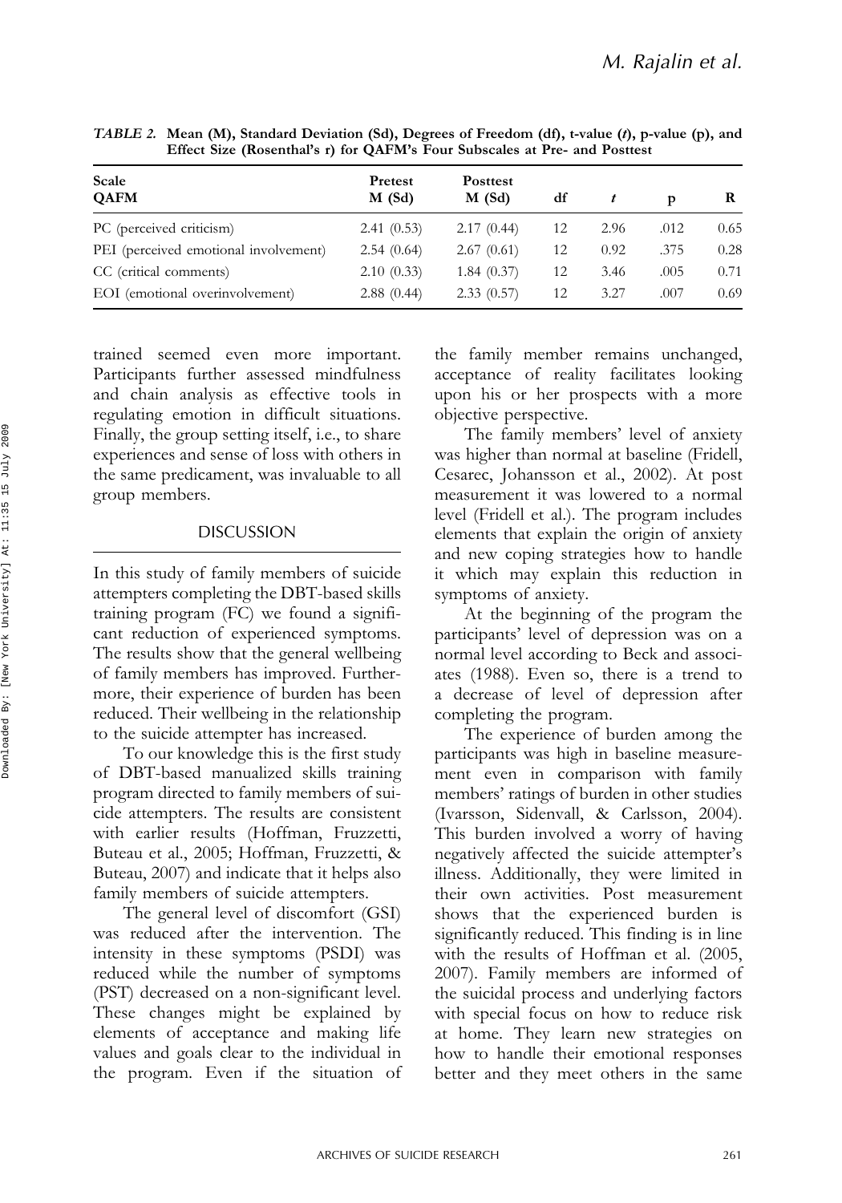*TABLE 2.* **Mean (M), Standard Deviation (Sd), Degrees of Freedom (df), t-value (*t*), p-value (p), and Effect Size (Rosenthal's r) for QAFM's Four Subscales at Pre- and Posttest**

| Scale QAFM | Pretest M (Sd) | Posttest M (Sd) | df | *t* | p | R |
|---|---|---|---|---|---|---|
| PC (perceived criticism) | 2.41 (0.53) | 2.17 (0.44) | 12 | 2.96 | .012 | 0.65 |
| PEI (perceived emotional involvement) | 2.54 (0.64) | 2.67 (0.61) | 12 | 0.92 | .375 | 0.28 |
| CC (critical comments) | 2.10 (0.33) | 1.84 (0.37) | 12 | 3.46 | .005 | 0.71 |
| EOI (emotional overinvolvement) | 2.88 (0.44) | 2.33 (0.57) | 12 | 3.27 | .007 | 0.69 |

trained seemed even more important. Participants further assessed mindfulness and chain analysis as effective tools in regulating emotion in difficult situations. Finally, the group setting itself, i.e., to share experiences and sense of loss with others in the same predicament, was invaluable to all group members.

## DISCUSSION

In this study of family members of suicide attempters completing the DBT-based skills training program (FC) we found a significant reduction of experienced symptoms. The results show that the general wellbeing of family members has improved. Furthermore, their experience of burden has been reduced. Their wellbeing in the relationship to the suicide attempter has increased.

To our knowledge this is the first study of DBT-based manualized skills training program directed to family members of suicide attempters. The results are consistent with earlier results (Hoffman, Fruzzetti, Buteau et al., 2005; Hoffman, Fruzzetti, & Buteau, 2007) and indicate that it helps also family members of suicide attempters.

The general level of discomfort (GSI) was reduced after the intervention. The intensity in these symptoms (PSDI) was reduced while the number of symptoms (PST) decreased on a non-significant level. These changes might be explained by elements of acceptance and making life values and goals clear to the individual in the program. Even if the situation of the family member remains unchanged, acceptance of reality facilitates looking upon his or her prospects with a more objective perspective.

The family members' level of anxiety was higher than normal at baseline (Fridell, Cesarec, Johansson et al., 2002). At post measurement it was lowered to a normal level (Fridell et al.). The program includes elements that explain the origin of anxiety and new coping strategies how to handle it which may explain this reduction in symptoms of anxiety.

At the beginning of the program the participants' level of depression was on a normal level according to Beck and associates (1988). Even so, there is a trend to a decrease of level of depression after completing the program.

The experience of burden among the participants was high in baseline measurement even in comparison with family members' ratings of burden in other studies (Ivarsson, Sidenvall, & Carlsson, 2004). This burden involved a worry of having negatively affected the suicide attempter's illness. Additionally, they were limited in their own activities. Post measurement shows that the experienced burden is significantly reduced. This finding is in line with the results of Hoffman et al. (2005, 2007). Family members are informed of the suicidal process and underlying factors with special focus on how to reduce risk at home. They learn new strategies on how to handle their emotional responses better and they meet others in the same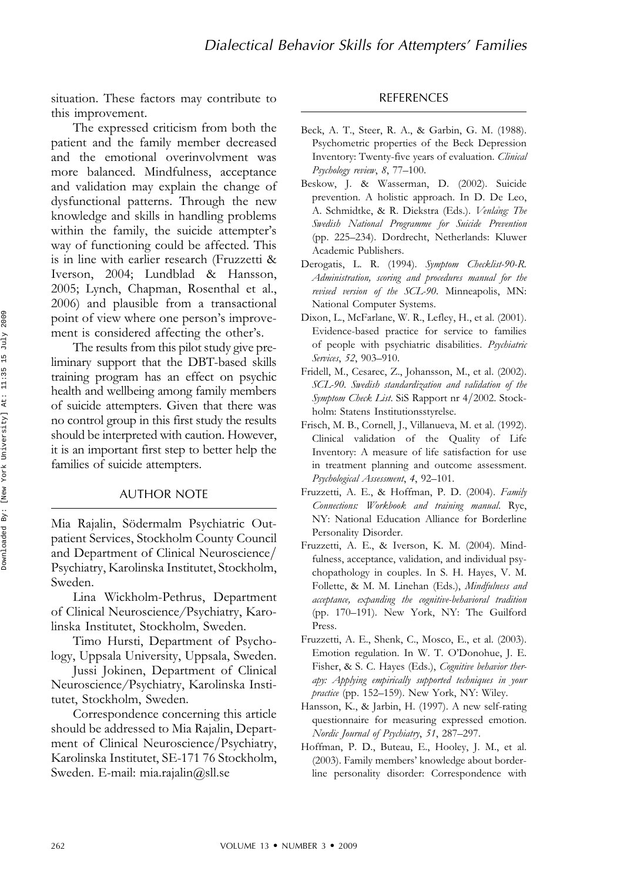situation. These factors may contribute to this improvement.

The expressed criticism from both the patient and the family member decreased and the emotional overinvolvment was more balanced. Mindfulness, acceptance and validation may explain the change of dysfunctional patterns. Through the new knowledge and skills in handling problems within the family, the suicide attempter's way of functioning could be affected. This is in line with earlier research (Fruzzetti & Iverson, 2004; Lundblad & Hansson, 2005; Lynch, Chapman, Rosenthal et al., 2006) and plausible from a transactional point of view where one person's improvement is considered affecting the other's.

The results from this pilot study give preliminary support that the DBT-based skills training program has an effect on psychic health and wellbeing among family members of suicide attempters. Given that there was no control group in this first study the results should be interpreted with caution. However, it is an important first step to better help the families of suicide attempters.

## AUTHOR NOTE

Mia Rajalin, Södermalm Psychiatric Outpatient Services, Stockholm County Council and Department of Clinical Neuroscience/Psychiatry, Karolinska Institutet, Stockholm, Sweden.

Lina Wickholm-Pethrus, Department of Clinical Neuroscience/Psychiatry, Karolinska Institutet, Stockholm, Sweden.

Timo Hursti, Department of Psychology, Uppsala University, Uppsala, Sweden.

Jussi Jokinen, Department of Clinical Neuroscience/Psychiatry, Karolinska Institutet, Stockholm, Sweden.

Correspondence concerning this article should be addressed to Mia Rajalin, Department of Clinical Neuroscience/Psychiatry, Karolinska Institutet, SE-171 76 Stockholm, Sweden. E-mail: mia.rajalin@sll.se

## REFERENCES

Beck, A. T., Steer, R. A., & Garbin, G. M. (1988). Psychometric properties of the Beck Depression Inventory: Twenty-five years of evaluation. *Clinical Psychology review*, *8*, 77–100.

Beskow, J. & Wasserman, D. (2002). Suicide prevention. A holistic approach. In D. De Leo, A. Schmidtke, & R. Diekstra (Eds.). *Venlång: The Swedish National Programme for Suicide Prevention* (pp. 225–234). Dordrecht, Netherlands: Kluwer Academic Publishers.

Derogatis, L. R. (1994). *Symptom Checklist-90-R. Administration, scoring and procedures manual for the revised version of the SCL-90*. Minneapolis, MN: National Computer Systems.

Dixon, L., McFarlane, W. R., Lefley, H., et al. (2001). Evidence-based practice for service to families of people with psychiatric disabilities. *Psychiatric Services*, *52*, 903–910.

Fridell, M., Cesarec, Z., Johansson, M., et al. (2002). *SCL-90. Swedish standardization and validation of the Symptom Check List*. SiS Rapport nr 4/2002. Stockholm: Statens Institutionsstyrelse.

Frisch, M. B., Cornell, J., Villanueva, M. et al. (1992). Clinical validation of the Quality of Life Inventory: A measure of life satisfaction for use in treatment planning and outcome assessment. *Psychological Assessment*, *4*, 92–101.

Fruzzetti, A. E., & Hoffman, P. D. (2004). *Family Connections: Workbook and training manual*. Rye, NY: National Education Alliance for Borderline Personality Disorder.

Fruzzetti, A. E., & Iverson, K. M. (2004). Mindfulness, acceptance, validation, and individual psychopathology in couples. In S. H. Hayes, V. M. Follette, & M. M. Linehan (Eds.), *Mindfulness and acceptance, expanding the cognitive-behavioral tradition* (pp. 170–191). New York, NY: The Guilford Press.

Fruzzetti, A. E., Shenk, C., Mosco, E., et al. (2003). Emotion regulation. In W. T. O'Donohue, J. E. Fisher, & S. C. Hayes (Eds.), *Cognitive behavior therapy: Applying empirically supported techniques in your practice* (pp. 152–159). New York, NY: Wiley.

Hansson, K., & Jarbin, H. (1997). A new self-rating questionnaire for measuring expressed emotion. *Nordic Journal of Psychiatry*, *51*, 287–297.

Hoffman, P. D., Buteau, E., Hooley, J. M., et al. (2003). Family members' knowledge about borderline personality disorder: Correspondence with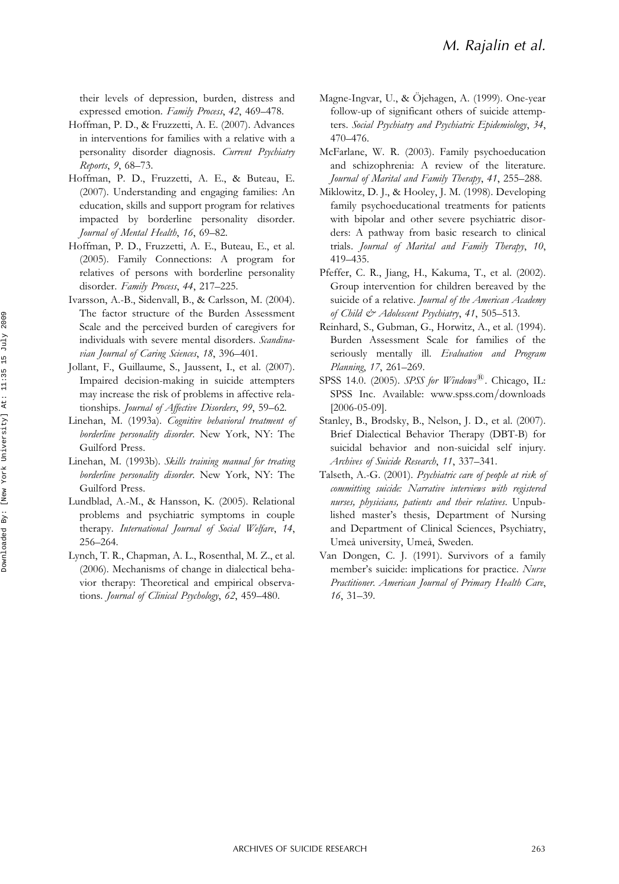their levels of depression, burden, distress and expressed emotion. *Family Process*, *42*, 469–478.

Hoffman, P. D., & Fruzzetti, A. E. (2007). Advances in interventions for families with a relative with a personality disorder diagnosis. *Current Psychiatry Reports*, *9*, 68–73.

Hoffman, P. D., Fruzzetti, A. E., & Buteau, E. (2007). Understanding and engaging families: An education, skills and support program for relatives impacted by borderline personality disorder. *Journal of Mental Health*, *16*, 69–82.

Hoffman, P. D., Fruzzetti, A. E., Buteau, E., et al. (2005). Family Connections: A program for relatives of persons with borderline personality disorder. *Family Process*, *44*, 217–225.

Ivarsson, A.-B., Sidenvall, B., & Carlsson, M. (2004). The factor structure of the Burden Assessment Scale and the perceived burden of caregivers for individuals with severe mental disorders. *Scandinavian Journal of Caring Sciences*, *18*, 396–401.

Jollant, F., Guillaume, S., Jaussent, I., et al. (2007). Impaired decision-making in suicide attempters may increase the risk of problems in affective relationships. *Journal of Affective Disorders*, *99*, 59–62.

Linehan, M. (1993a). *Cognitive behavioral treatment of borderline personality disorder*. New York, NY: The Guilford Press.

Linehan, M. (1993b). *Skills training manual for treating borderline personality disorder*. New York, NY: The Guilford Press.

Lundblad, A.-M., & Hansson, K. (2005). Relational problems and psychiatric symptoms in couple therapy. *International Journal of Social Welfare*, *14*, 256–264.

Lynch, T. R., Chapman, A. L., Rosenthal, M. Z., et al. (2006). Mechanisms of change in dialectical behavior therapy: Theoretical and empirical observations. *Journal of Clinical Psychology*, *62*, 459–480.

Magne-Ingvar, U., & Öjehagen, A. (1999). One-year follow-up of significant others of suicide attempters. *Social Psychiatry and Psychiatric Epidemiology*, *34*, 470–476.

McFarlane, W. R. (2003). Family psychoeducation and schizophrenia: A review of the literature. *Journal of Marital and Family Therapy*, *41*, 255–288.

Miklowitz, D. J., & Hooley, J. M. (1998). Developing family psychoeducational treatments for patients with bipolar and other severe psychiatric disorders: A pathway from basic research to clinical trials. *Journal of Marital and Family Therapy*, *10*, 419–435.

Pfeffer, C. R., Jiang, H., Kakuma, T., et al. (2002). Group intervention for children bereaved by the suicide of a relative. *Journal of the American Academy of Child & Adolescent Psychiatry*, *41*, 505–513.

Reinhard, S., Gubman, G., Horwitz, A., et al. (1994). Burden Assessment Scale for families of the seriously mentally ill. *Evaluation and Program Planning*, *17*, 261–269.

SPSS 14.0. (2005). *SPSS for Windows®*. Chicago, IL: SPSS Inc. Available: www.spss.com/downloads [2006-05-09].

Stanley, B., Brodsky, B., Nelson, J. D., et al. (2007). Brief Dialectical Behavior Therapy (DBT-B) for suicidal behavior and non-suicidal self injury. *Archives of Suicide Research*, *11*, 337–341.

Talseth, A.-G. (2001). *Psychiatric care of people at risk of committing suicide: Narrative interviews with registered nurses, physicians, patients and their relatives*. Unpublished master's thesis, Department of Nursing and Department of Clinical Sciences, Psychiatry, Umeå university, Umeå, Sweden.

Van Dongen, C. J. (1991). Survivors of a family member's suicide: implications for practice. *Nurse Practitioner. American Journal of Primary Health Care*, *16*, 31–39.